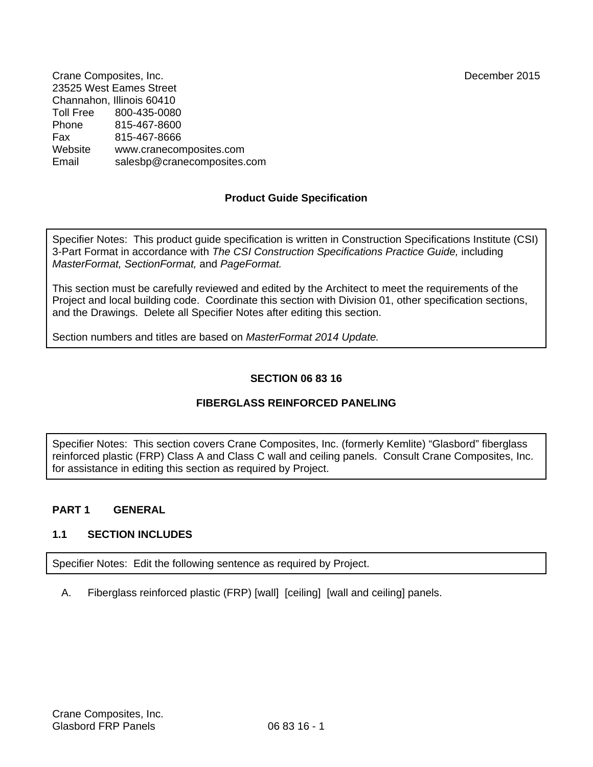Crane Composites, Inc.
23525 West Eames Street
Channahon, Illinois 60410

December 2015

Toll Free 800-435-0080
Phone 815-467-8600
Fax 815-467-8666
Website www.cranecomposites.com
Email salesbp@cranecomposites.com

**Product Guide Specification**

> Specifier Notes: This product guide specification is written in Construction Specifications Institute (CSI) 3-Part Format in accordance with *The CSI Construction Specifications Practice Guide,* including *MasterFormat, SectionFormat,* and *PageFormat.*
>
> This section must be carefully reviewed and edited by the Architect to meet the requirements of the Project and local building code. Coordinate this section with Division 01, other specification sections, and the Drawings. Delete all Specifier Notes after editing this section.
>
> Section numbers and titles are based on *MasterFormat 2014 Update.*

## SECTION 06 83 16

## FIBERGLASS REINFORCED PANELING

> Specifier Notes: This section covers Crane Composites, Inc. (formerly Kemlite) “Glasbord” fiberglass reinforced plastic (FRP) Class A and Class C wall and ceiling panels. Consult Crane Composites, Inc. for assistance in editing this section as required by Project.

### PART 1 GENERAL

#### 1.1 SECTION INCLUDES

> Specifier Notes: Edit the following sentence as required by Project.

A. Fiberglass reinforced plastic (FRP) [wall] [ceiling] [wall and ceiling] panels.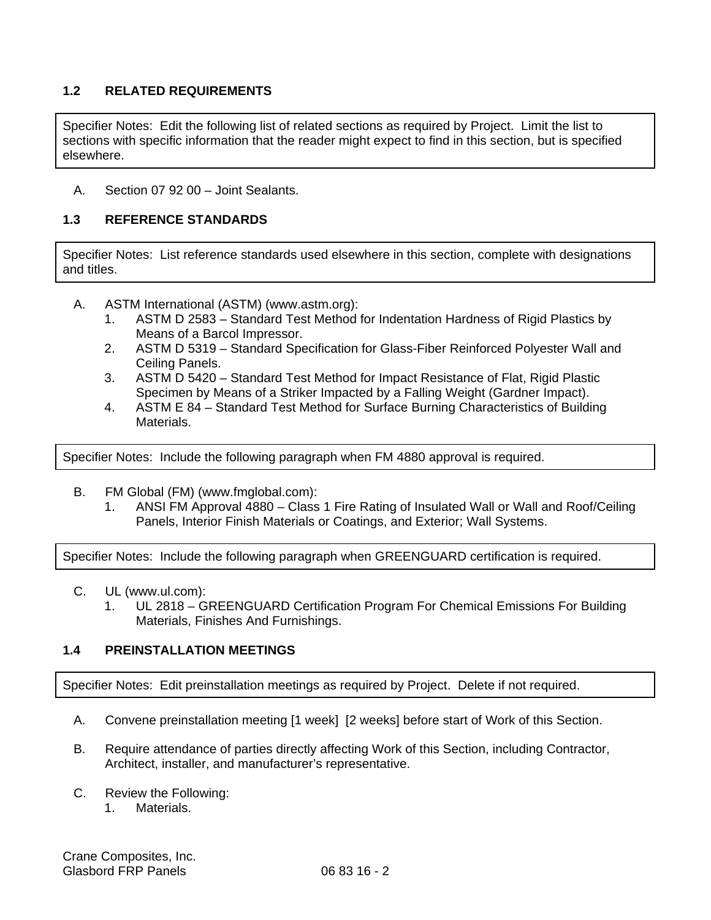## 1.2 RELATED REQUIREMENTS

> Specifier Notes: Edit the following list of related sections as required by Project. Limit the list to sections with specific information that the reader might expect to find in this section, but is specified elsewhere.

A. Section 07 92 00 – Joint Sealants.

## 1.3 REFERENCE STANDARDS

> Specifier Notes: List reference standards used elsewhere in this section, complete with designations and titles.

A. ASTM International (ASTM) (www.astm.org):
   1. ASTM D 2583 – Standard Test Method for Indentation Hardness of Rigid Plastics by Means of a Barcol Impressor.
   2. ASTM D 5319 – Standard Specification for Glass-Fiber Reinforced Polyester Wall and Ceiling Panels.
   3. ASTM D 5420 – Standard Test Method for Impact Resistance of Flat, Rigid Plastic Specimen by Means of a Striker Impacted by a Falling Weight (Gardner Impact).
   4. ASTM E 84 – Standard Test Method for Surface Burning Characteristics of Building Materials.

> Specifier Notes: Include the following paragraph when FM 4880 approval is required.

B. FM Global (FM) (www.fmglobal.com):
   1. ANSI FM Approval 4880 – Class 1 Fire Rating of Insulated Wall or Wall and Roof/Ceiling Panels, Interior Finish Materials or Coatings, and Exterior; Wall Systems.

> Specifier Notes: Include the following paragraph when GREENGUARD certification is required.

C. UL (www.ul.com):
   1. UL 2818 – GREENGUARD Certification Program For Chemical Emissions For Building Materials, Finishes And Furnishings.

## 1.4 PREINSTALLATION MEETINGS

> Specifier Notes: Edit preinstallation meetings as required by Project. Delete if not required.

A. Convene preinstallation meeting [1 week] [2 weeks] before start of Work of this Section.

B. Require attendance of parties directly affecting Work of this Section, including Contractor, Architect, installer, and manufacturer's representative.

C. Review the Following:
   1. Materials.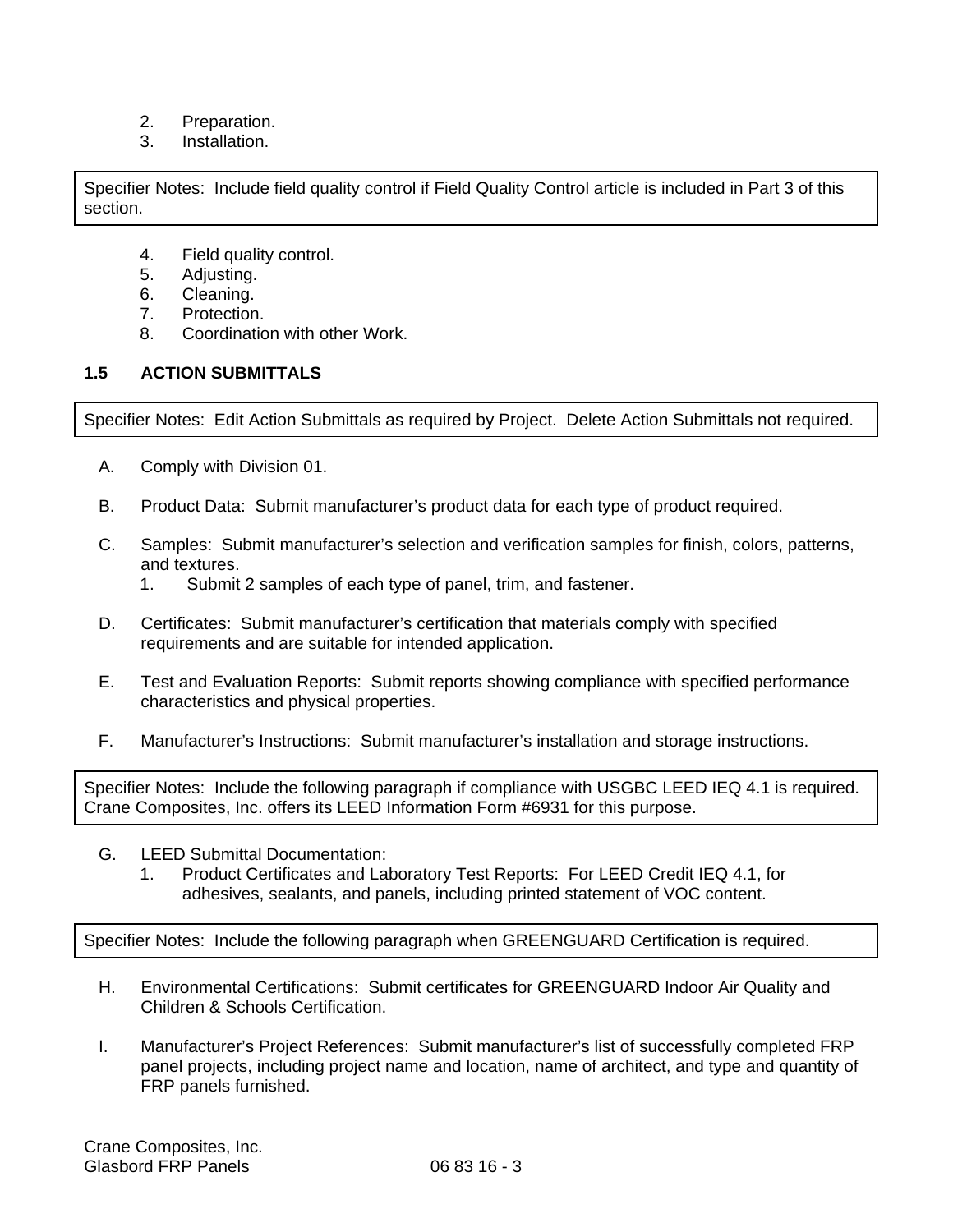2. Preparation.
3. Installation.

> Specifier Notes: Include field quality control if Field Quality Control article is included in Part 3 of this section.

4. Field quality control.
5. Adjusting.
6. Cleaning.
7. Protection.
8. Coordination with other Work.

### 1.5 ACTION SUBMITTALS

> Specifier Notes: Edit Action Submittals as required by Project. Delete Action Submittals not required.

A. Comply with Division 01.

B. Product Data: Submit manufacturer's product data for each type of product required.

C. Samples: Submit manufacturer's selection and verification samples for finish, colors, patterns, and textures.
   1. Submit 2 samples of each type of panel, trim, and fastener.

D. Certificates: Submit manufacturer's certification that materials comply with specified requirements and are suitable for intended application.

E. Test and Evaluation Reports: Submit reports showing compliance with specified performance characteristics and physical properties.

F. Manufacturer's Instructions: Submit manufacturer's installation and storage instructions.

> Specifier Notes: Include the following paragraph if compliance with USGBC LEED IEQ 4.1 is required. Crane Composites, Inc. offers its LEED Information Form #6931 for this purpose.

G. LEED Submittal Documentation:
   1. Product Certificates and Laboratory Test Reports: For LEED Credit IEQ 4.1, for adhesives, sealants, and panels, including printed statement of VOC content.

> Specifier Notes: Include the following paragraph when GREENGUARD Certification is required.

H. Environmental Certifications: Submit certificates for GREENGUARD Indoor Air Quality and Children & Schools Certification.

I. Manufacturer's Project References: Submit manufacturer's list of successfully completed FRP panel projects, including project name and location, name of architect, and type and quantity of FRP panels furnished.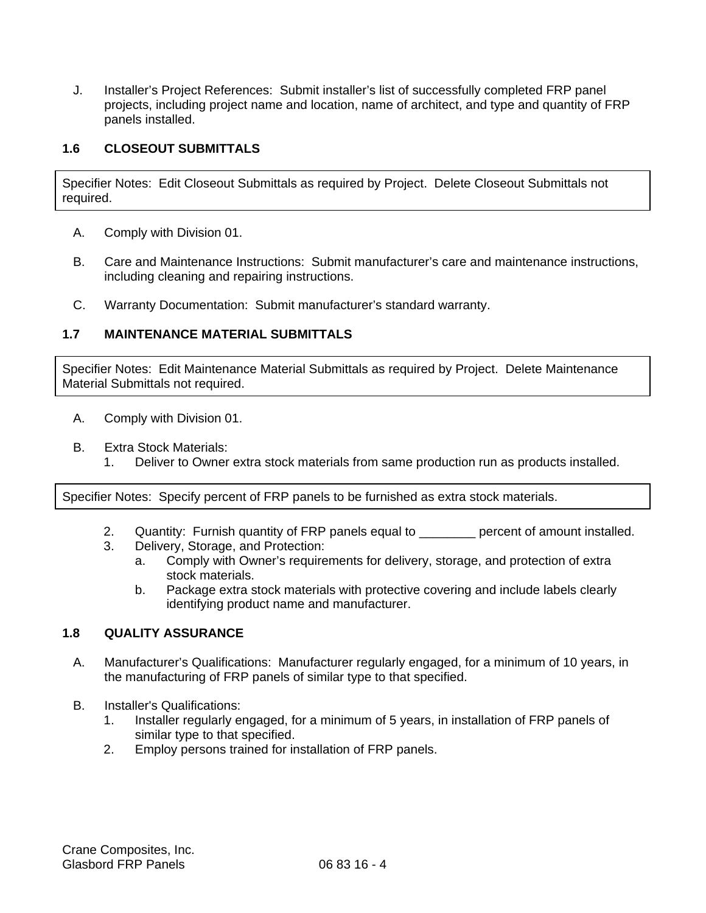J. Installer's Project References: Submit installer's list of successfully completed FRP panel projects, including project name and location, name of architect, and type and quantity of FRP panels installed.

## 1.6 CLOSEOUT SUBMITTALS

> Specifier Notes: Edit Closeout Submittals as required by Project. Delete Closeout Submittals not required.

A. Comply with Division 01.

B. Care and Maintenance Instructions: Submit manufacturer's care and maintenance instructions, including cleaning and repairing instructions.

C. Warranty Documentation: Submit manufacturer's standard warranty.

## 1.7 MAINTENANCE MATERIAL SUBMITTALS

> Specifier Notes: Edit Maintenance Material Submittals as required by Project. Delete Maintenance Material Submittals not required.

A. Comply with Division 01.

B. Extra Stock Materials:
   1. Deliver to Owner extra stock materials from same production run as products installed.

> Specifier Notes: Specify percent of FRP panels to be furnished as extra stock materials.

   2. Quantity: Furnish quantity of FRP panels equal to ________ percent of amount installed.
   3. Delivery, Storage, and Protection:
      a. Comply with Owner's requirements for delivery, storage, and protection of extra stock materials.
      b. Package extra stock materials with protective covering and include labels clearly identifying product name and manufacturer.

## 1.8 QUALITY ASSURANCE

A. Manufacturer's Qualifications: Manufacturer regularly engaged, for a minimum of 10 years, in the manufacturing of FRP panels of similar type to that specified.

B. Installer's Qualifications:
   1. Installer regularly engaged, for a minimum of 5 years, in installation of FRP panels of similar type to that specified.
   2. Employ persons trained for installation of FRP panels.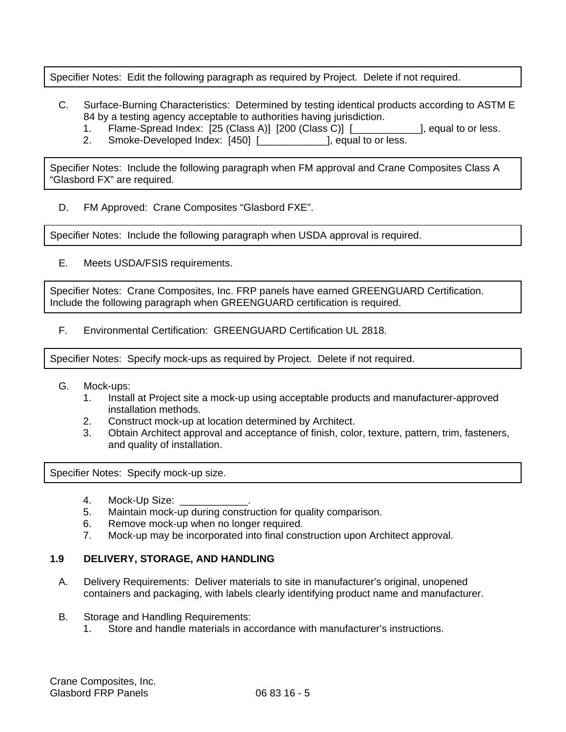Specifier Notes: Edit the following paragraph as required by Project. Delete if not required.

C. Surface-Burning Characteristics: Determined by testing identical products according to ASTM E 84 by a testing agency acceptable to authorities having jurisdiction.
   1. Flame-Spread Index: [25 (Class A)] [200 (Class C)] [____________], equal to or less.
   2. Smoke-Developed Index: [450] [____________], equal to or less.

Specifier Notes: Include the following paragraph when FM approval and Crane Composites Class A "Glasbord FX" are required.

D. FM Approved: Crane Composites "Glasbord FXE".

Specifier Notes: Include the following paragraph when USDA approval is required.

E. Meets USDA/FSIS requirements.

Specifier Notes: Crane Composites, Inc. FRP panels have earned GREENGUARD Certification. Include the following paragraph when GREENGUARD certification is required.

F. Environmental Certification: GREENGUARD Certification UL 2818.

Specifier Notes: Specify mock-ups as required by Project. Delete if not required.

G. Mock-ups:
   1. Install at Project site a mock-up using acceptable products and manufacturer-approved installation methods.
   2. Construct mock-up at location determined by Architect.
   3. Obtain Architect approval and acceptance of finish, color, texture, pattern, trim, fasteners, and quality of installation.

Specifier Notes: Specify mock-up size.

   4. Mock-Up Size: ____________.
   5. Maintain mock-up during construction for quality comparison.
   6. Remove mock-up when no longer required.
   7. Mock-up may be incorporated into final construction upon Architect approval.

### 1.9 DELIVERY, STORAGE, AND HANDLING

A. Delivery Requirements: Deliver materials to site in manufacturer's original, unopened containers and packaging, with labels clearly identifying product name and manufacturer.

B. Storage and Handling Requirements:
   1. Store and handle materials in accordance with manufacturer's instructions.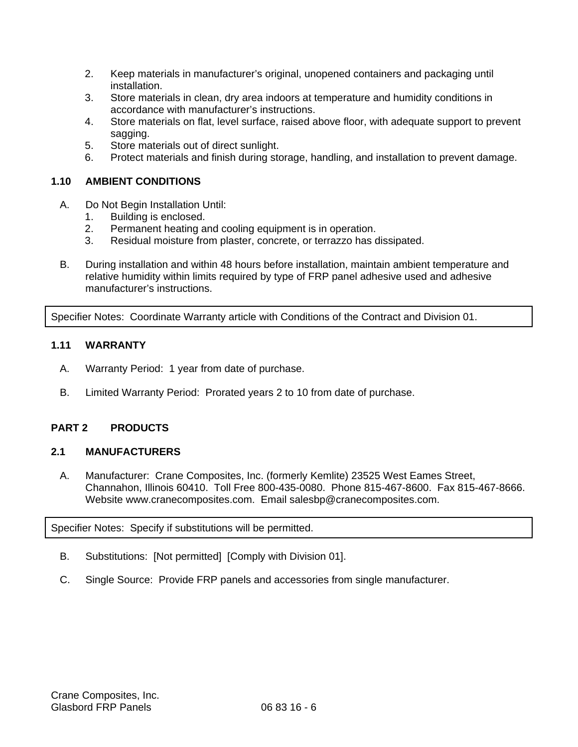2. Keep materials in manufacturer's original, unopened containers and packaging until installation.
3. Store materials in clean, dry area indoors at temperature and humidity conditions in accordance with manufacturer's instructions.
4. Store materials on flat, level surface, raised above floor, with adequate support to prevent sagging.
5. Store materials out of direct sunlight.
6. Protect materials and finish during storage, handling, and installation to prevent damage.

### 1.10 AMBIENT CONDITIONS

A. Do Not Begin Installation Until:
   1. Building is enclosed.
   2. Permanent heating and cooling equipment is in operation.
   3. Residual moisture from plaster, concrete, or terrazzo has dissipated.

B. During installation and within 48 hours before installation, maintain ambient temperature and relative humidity within limits required by type of FRP panel adhesive used and adhesive manufacturer's instructions.

| Specifier Notes: Coordinate Warranty article with Conditions of the Contract and Division 01. |
|---|

### 1.11 WARRANTY

A. Warranty Period: 1 year from date of purchase.

B. Limited Warranty Period: Prorated years 2 to 10 from date of purchase.

## PART 2 PRODUCTS

### 2.1 MANUFACTURERS

A. Manufacturer: Crane Composites, Inc. (formerly Kemlite) 23525 West Eames Street, Channahon, Illinois 60410. Toll Free 800-435-0080. Phone 815-467-8600. Fax 815-467-8666. Website www.cranecomposites.com. Email salesbp@cranecomposites.com.

| Specifier Notes: Specify if substitutions will be permitted. |
|---|

B. Substitutions: [Not permitted] [Comply with Division 01].

C. Single Source: Provide FRP panels and accessories from single manufacturer.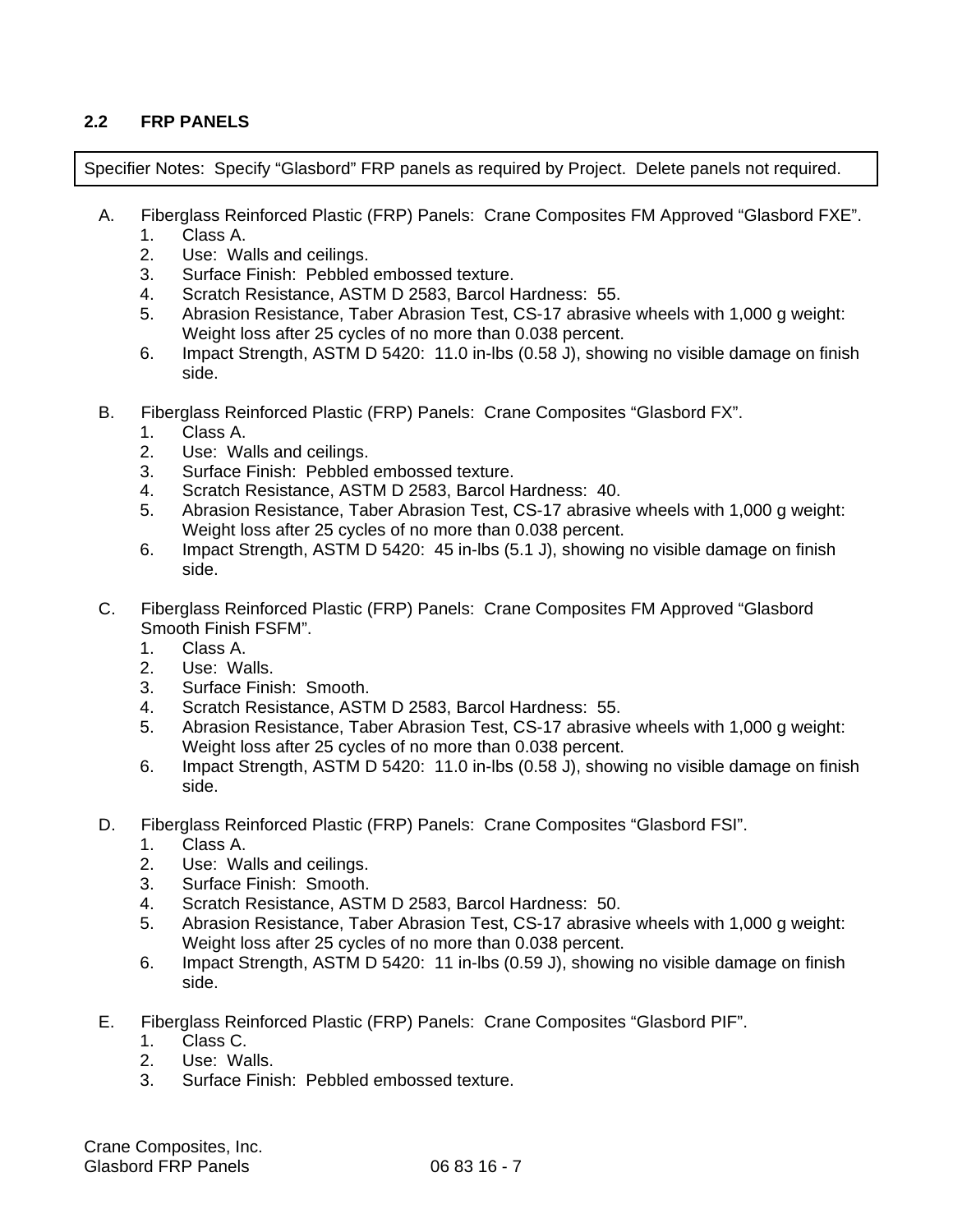## 2.2 FRP PANELS

> Specifier Notes: Specify "Glasbord" FRP panels as required by Project. Delete panels not required.

A. Fiberglass Reinforced Plastic (FRP) Panels: Crane Composites FM Approved "Glasbord FXE".
   1. Class A.
   2. Use: Walls and ceilings.
   3. Surface Finish: Pebbled embossed texture.
   4. Scratch Resistance, ASTM D 2583, Barcol Hardness: 55.
   5. Abrasion Resistance, Taber Abrasion Test, CS-17 abrasive wheels with 1,000 g weight: Weight loss after 25 cycles of no more than 0.038 percent.
   6. Impact Strength, ASTM D 5420: 11.0 in-lbs (0.58 J), showing no visible damage on finish side.

B. Fiberglass Reinforced Plastic (FRP) Panels: Crane Composites "Glasbord FX".
   1. Class A.
   2. Use: Walls and ceilings.
   3. Surface Finish: Pebbled embossed texture.
   4. Scratch Resistance, ASTM D 2583, Barcol Hardness: 40.
   5. Abrasion Resistance, Taber Abrasion Test, CS-17 abrasive wheels with 1,000 g weight: Weight loss after 25 cycles of no more than 0.038 percent.
   6. Impact Strength, ASTM D 5420: 45 in-lbs (5.1 J), showing no visible damage on finish side.

C. Fiberglass Reinforced Plastic (FRP) Panels: Crane Composites FM Approved "Glasbord Smooth Finish FSFM".
   1. Class A.
   2. Use: Walls.
   3. Surface Finish: Smooth.
   4. Scratch Resistance, ASTM D 2583, Barcol Hardness: 55.
   5. Abrasion Resistance, Taber Abrasion Test, CS-17 abrasive wheels with 1,000 g weight: Weight loss after 25 cycles of no more than 0.038 percent.
   6. Impact Strength, ASTM D 5420: 11.0 in-lbs (0.58 J), showing no visible damage on finish side.

D. Fiberglass Reinforced Plastic (FRP) Panels: Crane Composites "Glasbord FSI".
   1. Class A.
   2. Use: Walls and ceilings.
   3. Surface Finish: Smooth.
   4. Scratch Resistance, ASTM D 2583, Barcol Hardness: 50.
   5. Abrasion Resistance, Taber Abrasion Test, CS-17 abrasive wheels with 1,000 g weight: Weight loss after 25 cycles of no more than 0.038 percent.
   6. Impact Strength, ASTM D 5420: 11 in-lbs (0.59 J), showing no visible damage on finish side.

E. Fiberglass Reinforced Plastic (FRP) Panels: Crane Composites "Glasbord PIF".
   1. Class C.
   2. Use: Walls.
   3. Surface Finish: Pebbled embossed texture.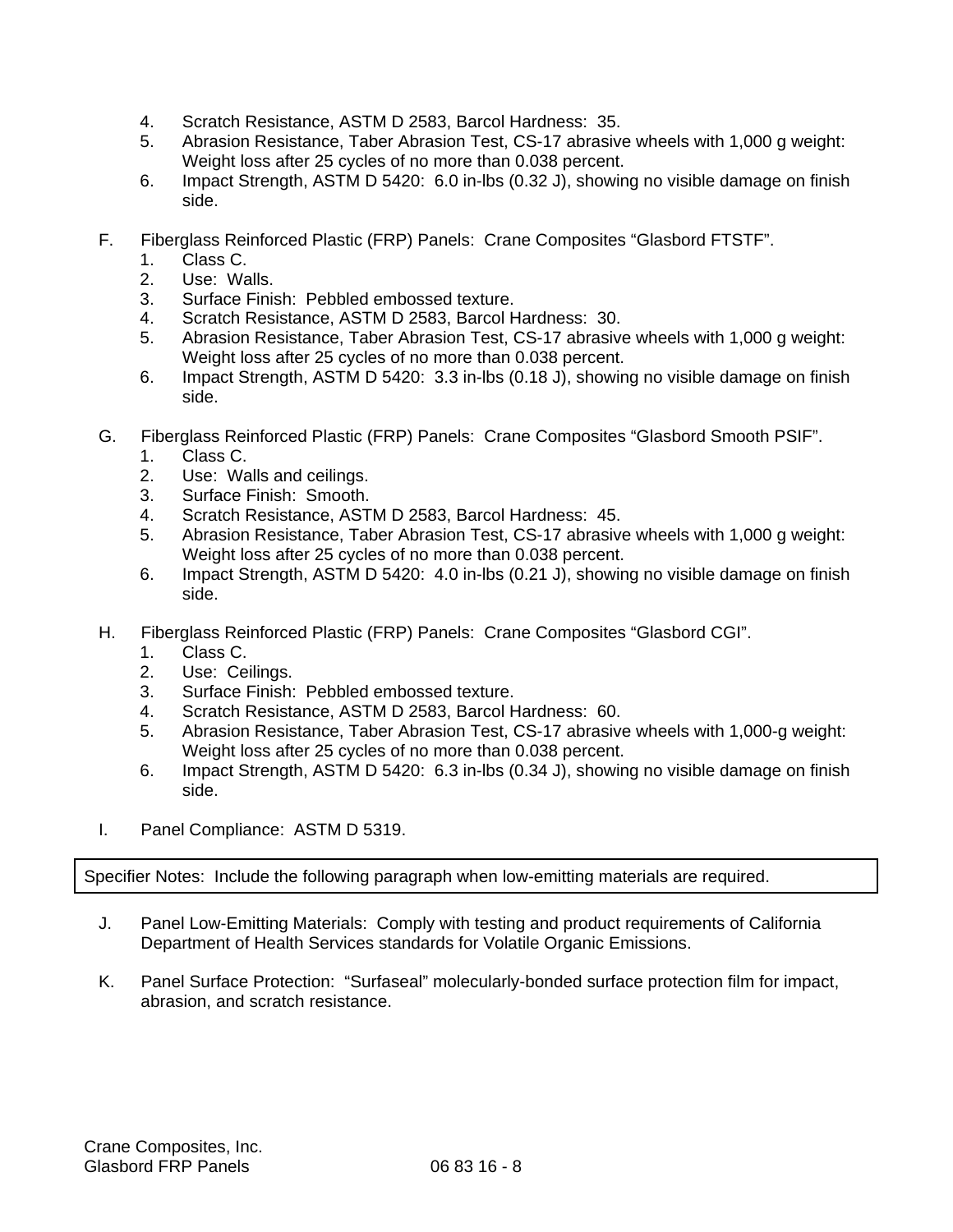4. Scratch Resistance, ASTM D 2583, Barcol Hardness: 35.
5. Abrasion Resistance, Taber Abrasion Test, CS-17 abrasive wheels with 1,000 g weight: Weight loss after 25 cycles of no more than 0.038 percent.
6. Impact Strength, ASTM D 5420: 6.0 in-lbs (0.32 J), showing no visible damage on finish side.

F. Fiberglass Reinforced Plastic (FRP) Panels: Crane Composites “Glasbord FTSTF”.
   1. Class C.
   2. Use: Walls.
   3. Surface Finish: Pebbled embossed texture.
   4. Scratch Resistance, ASTM D 2583, Barcol Hardness: 30.
   5. Abrasion Resistance, Taber Abrasion Test, CS-17 abrasive wheels with 1,000 g weight: Weight loss after 25 cycles of no more than 0.038 percent.
   6. Impact Strength, ASTM D 5420: 3.3 in-lbs (0.18 J), showing no visible damage on finish side.

G. Fiberglass Reinforced Plastic (FRP) Panels: Crane Composites “Glasbord Smooth PSIF”.
   1. Class C.
   2. Use: Walls and ceilings.
   3. Surface Finish: Smooth.
   4. Scratch Resistance, ASTM D 2583, Barcol Hardness: 45.
   5. Abrasion Resistance, Taber Abrasion Test, CS-17 abrasive wheels with 1,000 g weight: Weight loss after 25 cycles of no more than 0.038 percent.
   6. Impact Strength, ASTM D 5420: 4.0 in-lbs (0.21 J), showing no visible damage on finish side.

H. Fiberglass Reinforced Plastic (FRP) Panels: Crane Composites “Glasbord CGI”.
   1. Class C.
   2. Use: Ceilings.
   3. Surface Finish: Pebbled embossed texture.
   4. Scratch Resistance, ASTM D 2583, Barcol Hardness: 60.
   5. Abrasion Resistance, Taber Abrasion Test, CS-17 abrasive wheels with 1,000-g weight: Weight loss after 25 cycles of no more than 0.038 percent.
   6. Impact Strength, ASTM D 5420: 6.3 in-lbs (0.34 J), showing no visible damage on finish side.

I. Panel Compliance: ASTM D 5319.

| Specifier Notes: Include the following paragraph when low-emitting materials are required. |
|---|

J. Panel Low-Emitting Materials: Comply with testing and product requirements of California Department of Health Services standards for Volatile Organic Emissions.

K. Panel Surface Protection: “Surfaseal” molecularly-bonded surface protection film for impact, abrasion, and scratch resistance.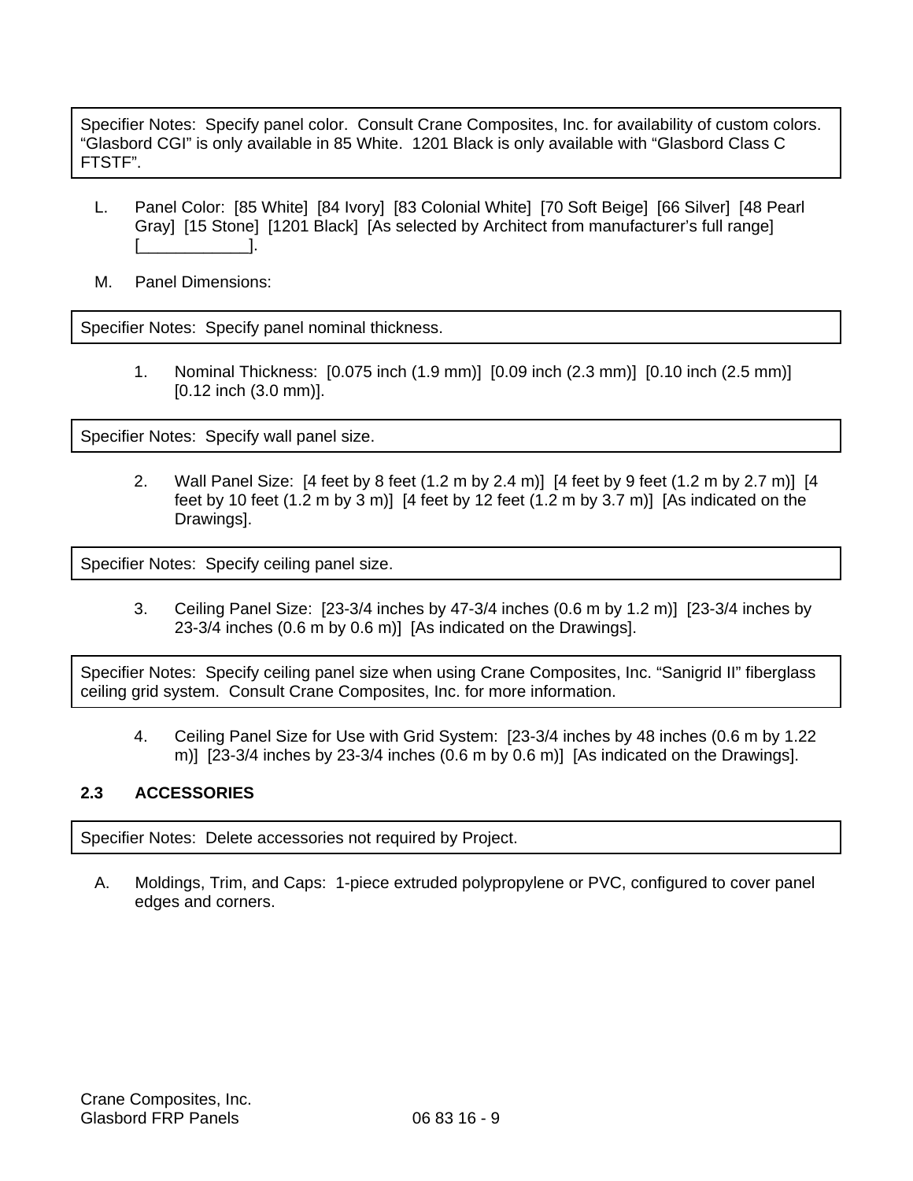Specifier Notes: Specify panel color. Consult Crane Composites, Inc. for availability of custom colors. “Glasbord CGI” is only available in 85 White. 1201 Black is only available with “Glasbord Class C FTSTF”.

L. Panel Color: [85 White] [84 Ivory] [83 Colonial White] [70 Soft Beige] [66 Silver] [48 Pearl Gray] [15 Stone] [1201 Black] [As selected by Architect from manufacturer’s full range] [____________].

M. Panel Dimensions:

Specifier Notes: Specify panel nominal thickness.

1. Nominal Thickness: [0.075 inch (1.9 mm)] [0.09 inch (2.3 mm)] [0.10 inch (2.5 mm)] [0.12 inch (3.0 mm)].

Specifier Notes: Specify wall panel size.

2. Wall Panel Size: [4 feet by 8 feet (1.2 m by 2.4 m)] [4 feet by 9 feet (1.2 m by 2.7 m)] [4 feet by 10 feet (1.2 m by 3 m)] [4 feet by 12 feet (1.2 m by 3.7 m)] [As indicated on the Drawings].

Specifier Notes: Specify ceiling panel size.

3. Ceiling Panel Size: [23-3/4 inches by 47-3/4 inches (0.6 m by 1.2 m)] [23-3/4 inches by 23-3/4 inches (0.6 m by 0.6 m)] [As indicated on the Drawings].

Specifier Notes: Specify ceiling panel size when using Crane Composites, Inc. “Sanigrid II” fiberglass ceiling grid system. Consult Crane Composites, Inc. for more information.

4. Ceiling Panel Size for Use with Grid System: [23-3/4 inches by 48 inches (0.6 m by 1.22 m)] [23-3/4 inches by 23-3/4 inches (0.6 m by 0.6 m)] [As indicated on the Drawings].

### 2.3 ACCESSORIES

Specifier Notes: Delete accessories not required by Project.

A. Moldings, Trim, and Caps: 1-piece extruded polypropylene or PVC, configured to cover panel edges and corners.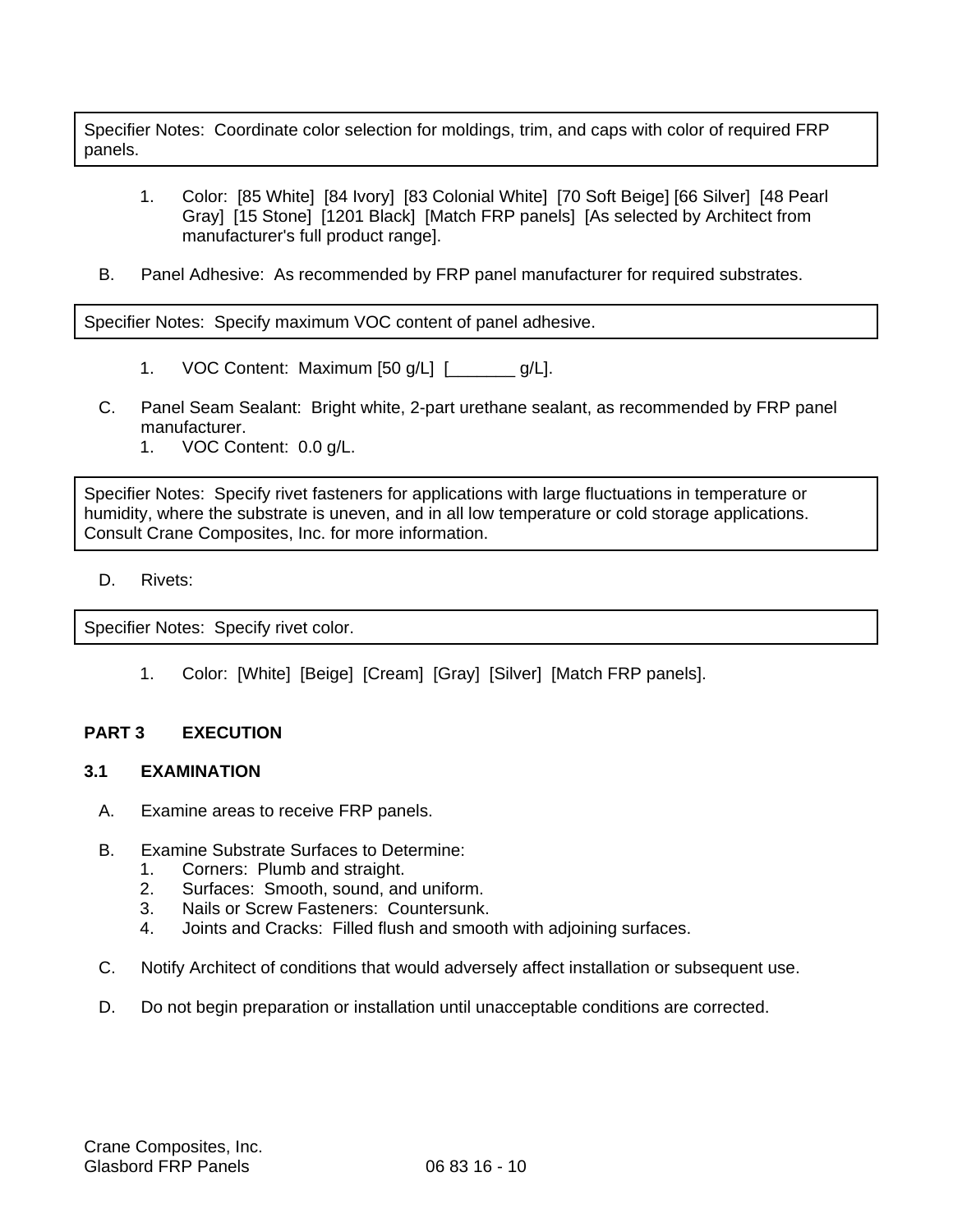> Specifier Notes: Coordinate color selection for moldings, trim, and caps with color of required FRP panels.

1. Color: [85 White] [84 Ivory] [83 Colonial White] [70 Soft Beige] [66 Silver] [48 Pearl Gray] [15 Stone] [1201 Black] [Match FRP panels] [As selected by Architect from manufacturer's full product range].

B. Panel Adhesive: As recommended by FRP panel manufacturer for required substrates.

> Specifier Notes: Specify maximum VOC content of panel adhesive.

1. VOC Content: Maximum [50 g/L] [_______ g/L].

C. Panel Seam Sealant: Bright white, 2-part urethane sealant, as recommended by FRP panel manufacturer.
   1. VOC Content: 0.0 g/L.

> Specifier Notes: Specify rivet fasteners for applications with large fluctuations in temperature or humidity, where the substrate is uneven, and in all low temperature or cold storage applications. Consult Crane Composites, Inc. for more information.

D. Rivets:

> Specifier Notes: Specify rivet color.

1. Color: [White] [Beige] [Cream] [Gray] [Silver] [Match FRP panels].

## PART 3 EXECUTION

### 3.1 EXAMINATION

A. Examine areas to receive FRP panels.

B. Examine Substrate Surfaces to Determine:
   1. Corners: Plumb and straight.
   2. Surfaces: Smooth, sound, and uniform.
   3. Nails or Screw Fasteners: Countersunk.
   4. Joints and Cracks: Filled flush and smooth with adjoining surfaces.

C. Notify Architect of conditions that would adversely affect installation or subsequent use.

D. Do not begin preparation or installation until unacceptable conditions are corrected.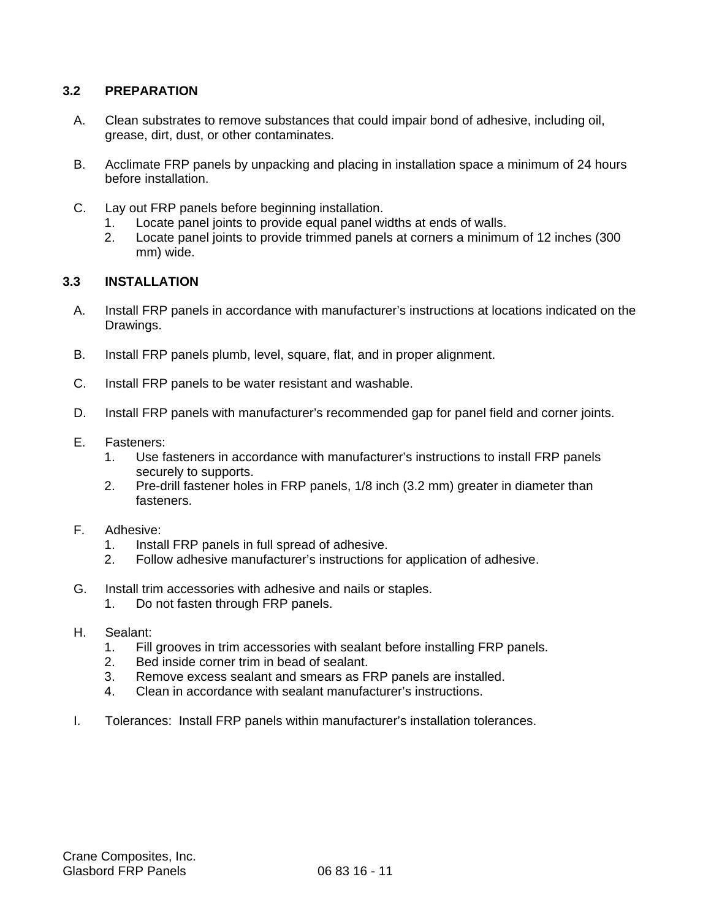### 3.2 PREPARATION

A. Clean substrates to remove substances that could impair bond of adhesive, including oil, grease, dirt, dust, or other contaminates.

B. Acclimate FRP panels by unpacking and placing in installation space a minimum of 24 hours before installation.

C. Lay out FRP panels before beginning installation.
   1. Locate panel joints to provide equal panel widths at ends of walls.
   2. Locate panel joints to provide trimmed panels at corners a minimum of 12 inches (300 mm) wide.

### 3.3 INSTALLATION

A. Install FRP panels in accordance with manufacturer's instructions at locations indicated on the Drawings.

B. Install FRP panels plumb, level, square, flat, and in proper alignment.

C. Install FRP panels to be water resistant and washable.

D. Install FRP panels with manufacturer's recommended gap for panel field and corner joints.

E. Fasteners:
   1. Use fasteners in accordance with manufacturer's instructions to install FRP panels securely to supports.
   2. Pre-drill fastener holes in FRP panels, 1/8 inch (3.2 mm) greater in diameter than fasteners.

F. Adhesive:
   1. Install FRP panels in full spread of adhesive.
   2. Follow adhesive manufacturer's instructions for application of adhesive.

G. Install trim accessories with adhesive and nails or staples.
   1. Do not fasten through FRP panels.

H. Sealant:
   1. Fill grooves in trim accessories with sealant before installing FRP panels.
   2. Bed inside corner trim in bead of sealant.
   3. Remove excess sealant and smears as FRP panels are installed.
   4. Clean in accordance with sealant manufacturer's instructions.

I. Tolerances: Install FRP panels within manufacturer's installation tolerances.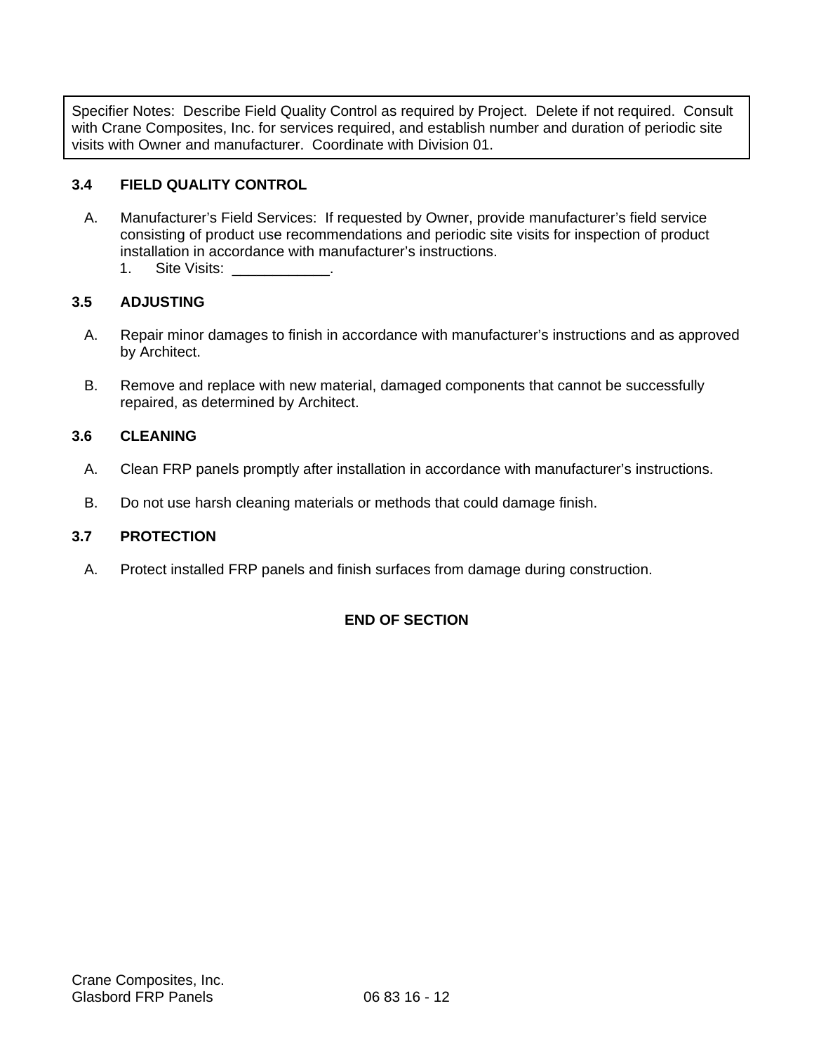> Specifier Notes: Describe Field Quality Control as required by Project. Delete if not required. Consult with Crane Composites, Inc. for services required, and establish number and duration of periodic site visits with Owner and manufacturer. Coordinate with Division 01.

### 3.4 FIELD QUALITY CONTROL

A. Manufacturer’s Field Services: If requested by Owner, provide manufacturer’s field service consisting of product use recommendations and periodic site visits for inspection of product installation in accordance with manufacturer’s instructions.
   1. Site Visits: ____________.

### 3.5 ADJUSTING

A. Repair minor damages to finish in accordance with manufacturer’s instructions and as approved by Architect.

B. Remove and replace with new material, damaged components that cannot be successfully repaired, as determined by Architect.

### 3.6 CLEANING

A. Clean FRP panels promptly after installation in accordance with manufacturer’s instructions.

B. Do not use harsh cleaning materials or methods that could damage finish.

### 3.7 PROTECTION

A. Protect installed FRP panels and finish surfaces from damage during construction.

**END OF SECTION**